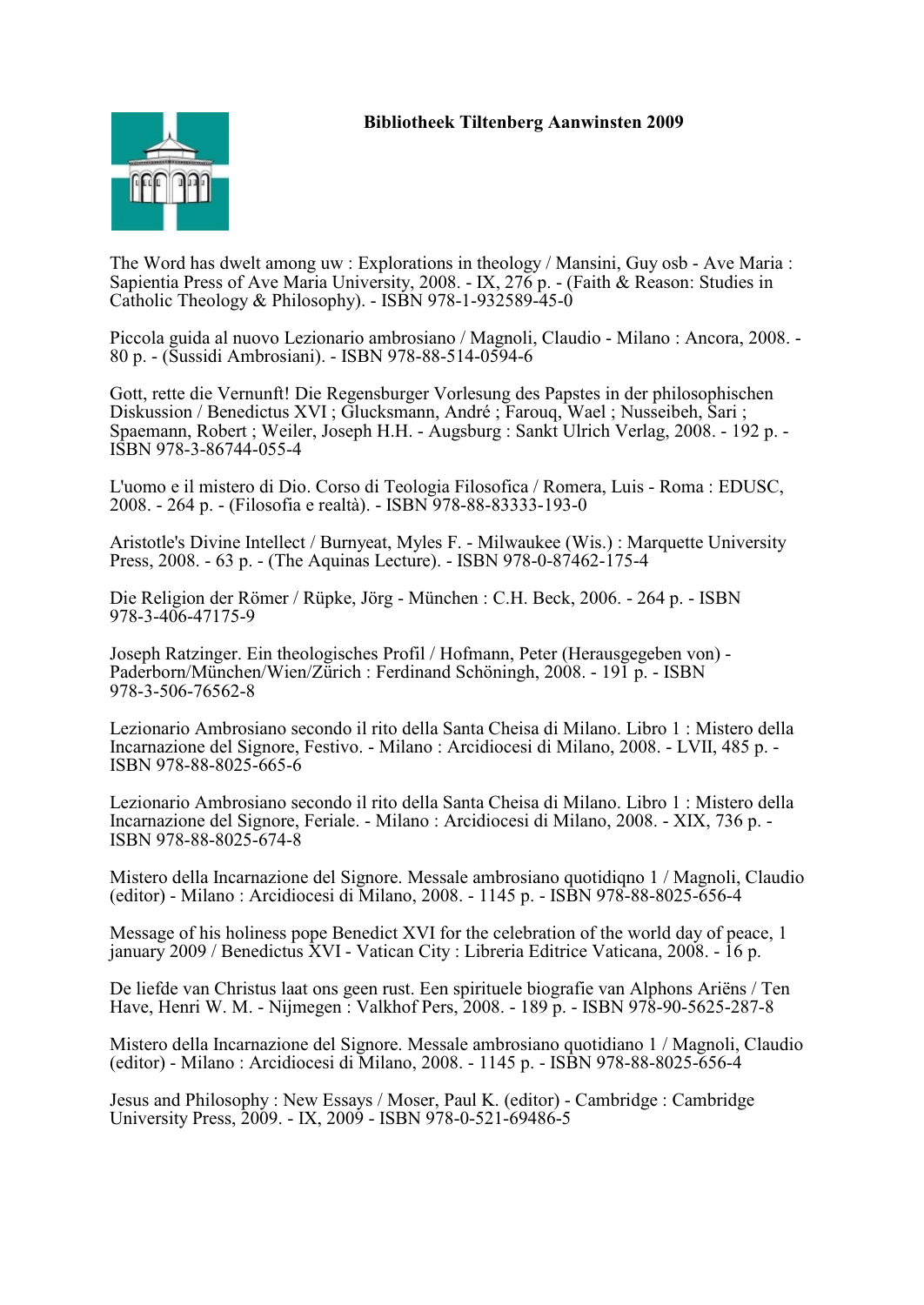**Bibliotheek Tiltenberg Aanwinsten 2009**

The Word has dwelt among uw : Explorations in theology / Mansini, Guy osb - Ave Maria : Sapientia Press of Ave Maria University, 2008. - IX, 276 p. - (Faith & Reason: Studies in Catholic Theology & Philosophy). - ISBN 978-1-932589-45-0

Piccola guida al nuovo Lezionario ambrosiano / Magnoli, Claudio - Milano : Ancora, 2008. - 80 p. - (Sussidi Ambrosiani). - ISBN 978-88-514-0594-6

Gott, rette die Vernunft! Die Regensburger Vorlesung des Papstes in der philosophischen Diskussion / Benedictus XVI ; Glucksmann, André ; Farouq, Wael ; Nusseibeh, Sari ; Spaemann, Robert ; Weiler, Joseph H.H. - Augsburg : Sankt Ulrich Verlag, 2008. - 192 p. - ISBN 978-3-86744-055-4

L'uomo e il mistero di Dio. Corso di Teologia Filosofica / Romera, Luis - Roma : EDUSC, 2008. - 264 p. - (Filosofia e realtà). - ISBN 978-88-83333-193-0

Aristotle's Divine Intellect / Burnyeat, Myles F. - Milwaukee (Wis.) : Marquette University Press, 2008. - 63 p. - (The Aquinas Lecture). - ISBN 978-0-87462-175-4

Die Religion der Römer / Rüpke, Jörg - München : C.H. Beck, 2006. - 264 p. - ISBN 978-3-406-47175-9

Joseph Ratzinger. Ein theologisches Profil / Hofmann, Peter (Herausgegeben von) - Paderborn/München/Wien/Zürich : Ferdinand Schöningh, 2008. - 191 p. - ISBN 978-3-506-76562-8

Lezionario Ambrosiano secondo il rito della Santa Cheisa di Milano. Libro 1 : Mistero della Incarnazione del Signore, Festivo. - Milano : Arcidiocesi di Milano, 2008. - LVII, 485 p. - ISBN 978-88-8025-665-6

Lezionario Ambrosiano secondo il rito della Santa Cheisa di Milano. Libro 1 : Mistero della Incarnazione del Signore, Feriale. - Milano : Arcidiocesi di Milano, 2008. - XIX, 736 p. - ISBN 978-88-8025-674-8

Mistero della Incarnazione del Signore. Messale ambrosiano quotidiqno 1 / Magnoli, Claudio (editor) - Milano : Arcidiocesi di Milano, 2008. - 1145 p. - ISBN 978-88-8025-656-4

Message of his holiness pope Benedict XVI for the celebration of the world day of peace, 1 january 2009 / Benedictus XVI - Vatican City : Libreria Editrice Vaticana, 2008. - 16 p.

De liefde van Christus laat ons geen rust. Een spirituele biografie van Alphons Ariëns / Ten Have, Henri W. M. - Nijmegen : Valkhof Pers, 2008. - 189 p. - ISBN 978-90-5625-287-8

Mistero della Incarnazione del Signore. Messale ambrosiano quotidiano 1 / Magnoli, Claudio (editor) - Milano : Arcidiocesi di Milano, 2008. - 1145 p. - ISBN 978-88-8025-656-4

Jesus and Philosophy : New Essays / Moser, Paul K. (editor) - Cambridge : Cambridge University Press, 2009. - IX, 2009 - ISBN 978-0-521-69486-5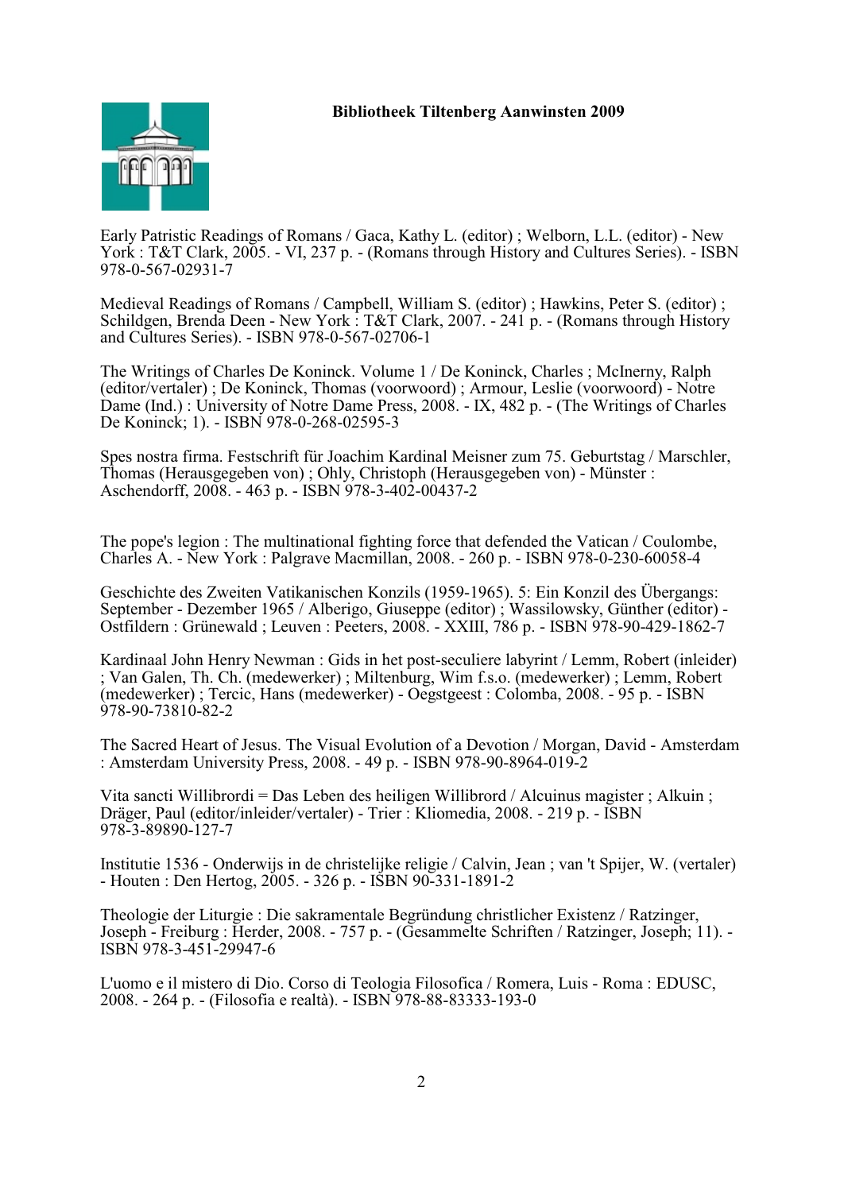**Bibliotheek Tiltenberg Aanwinsten 2009**

Early Patristic Readings of Romans / Gaca, Kathy L. (editor) ; Welborn, L.L. (editor) - New York : T&T Clark, 2005. - VI, 237 p. - (Romans through History and Cultures Series). - ISBN 978-0-567-02931-7

Medieval Readings of Romans / Campbell, William S. (editor) ; Hawkins, Peter S. (editor) ; Schildgen, Brenda Deen - New York : T&T Clark, 2007. - 241 p. - (Romans through History and Cultures Series). - ISBN 978-0-567-02706-1

The Writings of Charles De Koninck. Volume 1 / De Koninck, Charles ; McInerny, Ralph (editor/vertaler) ; De Koninck, Thomas (voorwoord) ; Armour, Leslie (voorwoord) - Notre Dame (Ind.) : University of Notre Dame Press, 2008. - IX, 482 p. - (The Writings of Charles De Koninck; 1). - ISBN 978-0-268-02595-3

Spes nostra firma. Festschrift für Joachim Kardinal Meisner zum 75. Geburtstag / Marschler, Thomas (Herausgegeben von) ; Ohly, Christoph (Herausgegeben von) - Münster : Aschendorff, 2008. - 463 p. - ISBN 978-3-402-00437-2

The pope's legion : The multinational fighting force that defended the Vatican / Coulombe, Charles A. - New York : Palgrave Macmillan, 2008. - 260 p. - ISBN 978-0-230-60058-4

Geschichte des Zweiten Vatikanischen Konzils (1959-1965). 5: Ein Konzil des Übergangs: September - Dezember 1965 / Alberigo, Giuseppe (editor) ; Wassilowsky, Günther (editor) - Ostfildern : Grünewald ; Leuven : Peeters, 2008. - XXIII, 786 p. - ISBN 978-90-429-1862-7

Kardinaal John Henry Newman : Gids in het post-seculiere labyrint / Lemm, Robert (inleider) ; Van Galen, Th. Ch. (medewerker) ; Miltenburg, Wim f.s.o. (medewerker) ; Lemm, Robert (medewerker) ; Tercic, Hans (medewerker) - Oegstgeest : Colomba, 2008. - 95 p. - ISBN 978-90-73810-82-2

The Sacred Heart of Jesus. The Visual Evolution of a Devotion / Morgan, David - Amsterdam : Amsterdam University Press, 2008. - 49 p. - ISBN 978-90-8964-019-2

Vita sancti Willibrordi = Das Leben des heiligen Willibrord / Alcuinus magister ; Alkuin ; Dräger, Paul (editor/inleider/vertaler) - Trier : Kliomedia, 2008. - 219 p. - ISBN 978-3-89890-127-7

Institutie 1536 - Onderwijs in de christelijke religie / Calvin, Jean ; van 't Spijer, W. (vertaler) - Houten : Den Hertog, 2005. - 326 p. - ISBN 90-331-1891-2

Theologie der Liturgie : Die sakramentale Begründung christlicher Existenz / Ratzinger, Joseph - Freiburg : Herder, 2008. - 757 p. - (Gesammelte Schriften / Ratzinger, Joseph; 11). - ISBN 978-3-451-29947-6

L'uomo e il mistero di Dio. Corso di Teologia Filosofica / Romera, Luis - Roma : EDUSC, 2008. - 264 p. - (Filosofia e realtà). - ISBN 978-88-83333-193-0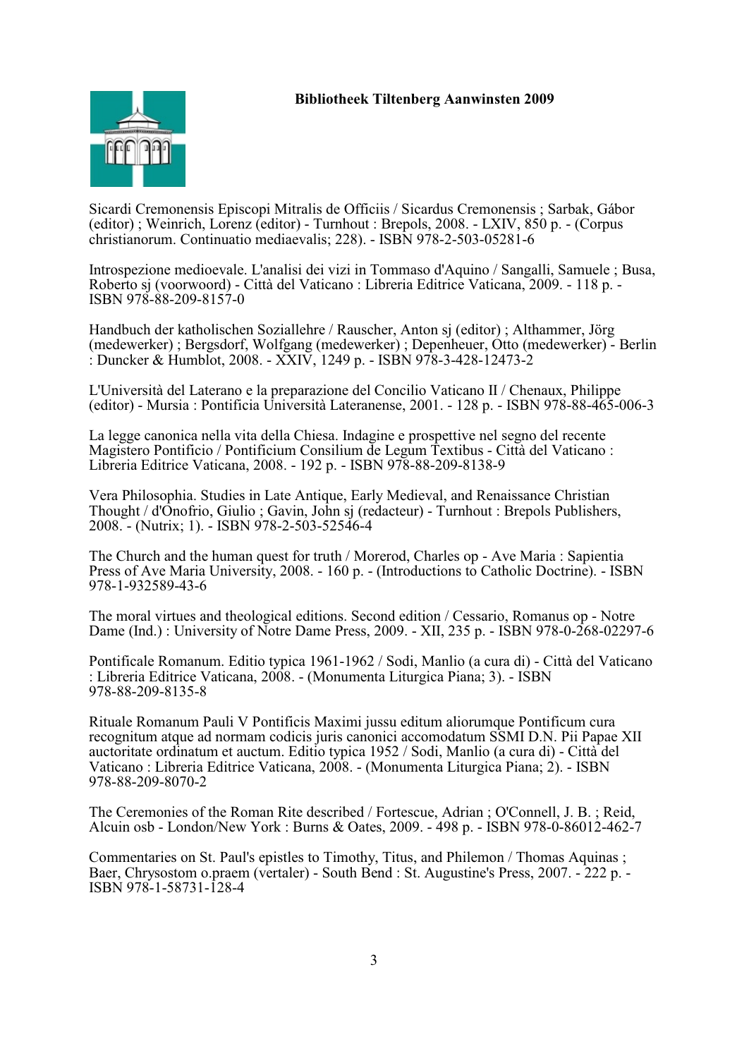**Bibliotheek Tiltenberg Aanwinsten 2009**

Sicardi Cremonensis Episcopi Mitralis de Officiis / Sicardus Cremonensis ; Sarbak, Gábor (editor) ; Weinrich, Lorenz (editor) - Turnhout : Brepols, 2008. - LXIV, 850 p. - (Corpus christianorum. Continuatio mediaevalis; 228). - ISBN 978-2-503-05281-6

Introspezione medioevale. L'analisi dei vizi in Tommaso d'Aquino / Sangalli, Samuele ; Busa, Roberto sj (voorwoord) - Città del Vaticano : Libreria Editrice Vaticana, 2009. - 118 p. - ISBN 978-88-209-8157-0

Handbuch der katholischen Soziallehre / Rauscher, Anton sj (editor) ; Althammer, Jörg (medewerker) ; Bergsdorf, Wolfgang (medewerker) ; Depenheuer, Otto (medewerker) - Berlin : Duncker & Humblot, 2008. - XXIV, 1249 p. - ISBN 978-3-428-12473-2

L'Università del Laterano e la preparazione del Concilio Vaticano II / Chenaux, Philippe (editor) - Mursia : Pontificia Università Lateranense, 2001. - 128 p. - ISBN 978-88-465-006-3

La legge canonica nella vita della Chiesa. Indagine e prospettive nel segno del recente Magistero Pontificio / Pontificium Consilium de Legum Textibus - Città del Vaticano : Libreria Editrice Vaticana, 2008. - 192 p. - ISBN 978-88-209-8138-9

Vera Philosophia. Studies in Late Antique, Early Medieval, and Renaissance Christian Thought / d'Onofrio, Giulio ; Gavin, John sj (redacteur) - Turnhout : Brepols Publishers, 2008. - (Nutrix; 1). - ISBN 978-2-503-52546-4

The Church and the human quest for truth / Morerod, Charles op - Ave Maria : Sapientia Press of Ave Maria University, 2008. - 160 p. - (Introductions to Catholic Doctrine). - ISBN 978-1-932589-43-6

The moral virtues and theological editions. Second edition / Cessario, Romanus op - Notre Dame (Ind.) : University of Notre Dame Press, 2009. - XII, 235 p. - ISBN 978-0-268-02297-6

Pontificale Romanum. Editio typica 1961-1962 / Sodi, Manlio (a cura di) - Città del Vaticano : Libreria Editrice Vaticana, 2008. - (Monumenta Liturgica Piana; 3). - ISBN 978-88-209-8135-8

Rituale Romanum Pauli V Pontificis Maximi jussu editum aliorumque Pontificum cura recognitum atque ad normam codicis juris canonici accomodatum SSMI D.N. Pii Papae XII auctoritate ordinatum et auctum. Editio typica 1952 / Sodi, Manlio (a cura di) - Città del Vaticano : Libreria Editrice Vaticana, 2008. - (Monumenta Liturgica Piana; 2). - ISBN 978-88-209-8070-2

The Ceremonies of the Roman Rite described / Fortescue, Adrian ; O'Connell, J. B. ; Reid, Alcuin osb - London/New York : Burns & Oates, 2009. - 498 p. - ISBN 978-0-86012-462-7

Commentaries on St. Paul's epistles to Timothy, Titus, and Philemon / Thomas Aquinas ; Baer, Chrysostom o.praem (vertaler) - South Bend : St. Augustine's Press, 2007. - 222 p. - ISBN 978-1-58731-128-4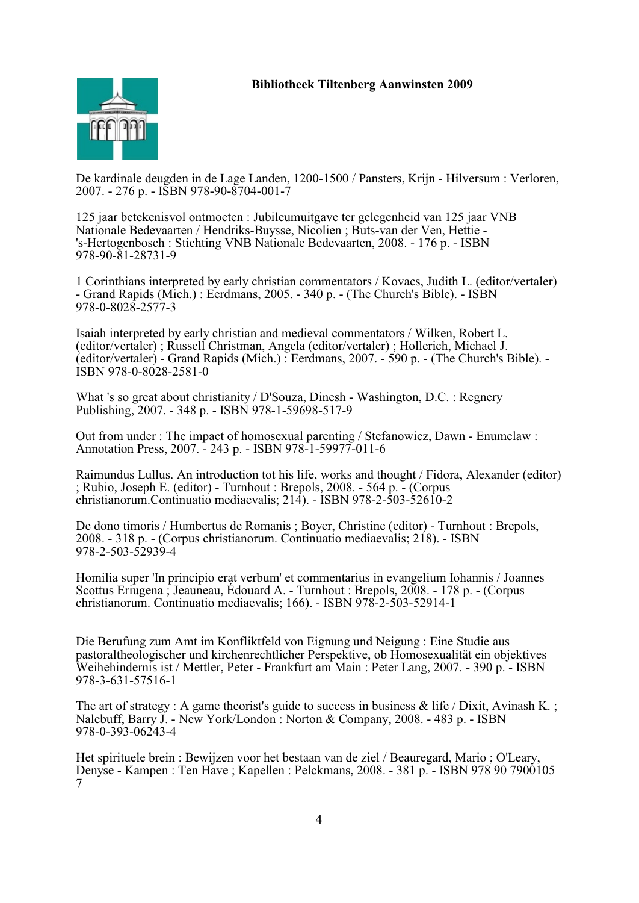**Bibliotheek Tiltenberg Aanwinsten 2009**

De kardinale deugden in de Lage Landen, 1200-1500 / Pansters, Krijn - Hilversum : Verloren, 2007. - 276 p. - ISBN 978-90-8704-001-7

125 jaar betekenisvol ontmoeten : Jubileumuitgave ter gelegenheid van 125 jaar VNB Nationale Bedevaarten / Hendriks-Buysse, Nicolien ; Buts-van der Ven, Hettie - 's-Hertogenbosch : Stichting VNB Nationale Bedevaarten, 2008. - 176 p. - ISBN 978-90-81-28731-9

1 Corinthians interpreted by early christian commentators / Kovacs, Judith L. (editor/vertaler) - Grand Rapids (Mich.) : Eerdmans, 2005. - 340 p. - (The Church's Bible). - ISBN 978-0-8028-2577-3

Isaiah interpreted by early christian and medieval commentators / Wilken, Robert L. (editor/vertaler) ; Russell Christman, Angela (editor/vertaler) ; Hollerich, Michael J. (editor/vertaler) - Grand Rapids (Mich.) : Eerdmans, 2007. - 590 p. - (The Church's Bible). - ISBN 978-0-8028-2581-0

What 's so great about christianity / D'Souza, Dinesh - Washington, D.C. : Regnery Publishing, 2007. - 348 p. - ISBN 978-1-59698-517-9

Out from under : The impact of homosexual parenting / Stefanowicz, Dawn - Enumclaw : Annotation Press, 2007. - 243 p. - ISBN 978-1-59977-011-6

Raimundus Lullus. An introduction tot his life, works and thought / Fidora, Alexander (editor) ; Rubio, Joseph E. (editor) - Turnhout : Brepols, 2008. - 564 p. - (Corpus christianorum.Continuatio mediaevalis; 214). - ISBN 978-2-503-52610-2

De dono timoris / Humbertus de Romanis ; Boyer, Christine (editor) - Turnhout : Brepols, 2008. - 318 p. - (Corpus christianorum. Continuatio mediaevalis; 218). - ISBN 978-2-503-52939-4

Homilia super 'In principio erat verbum' et commentarius in evangelium Iohannis / Joannes Scottus Eriugena ; Jeauneau, Édouard A. - Turnhout : Brepols, 2008. - 178 p. - (Corpus christianorum. Continuatio mediaevalis; 166). - ISBN 978-2-503-52914-1

Die Berufung zum Amt im Konfliktfeld von Eignung und Neigung : Eine Studie aus pastoraltheologischer und kirchenrechtlicher Perspektive, ob Homosexualität ein objektives Weihehindernis ist / Mettler, Peter - Frankfurt am Main : Peter Lang, 2007. - 390 p. - ISBN 978-3-631-57516-1

The art of strategy : A game theorist's guide to success in business & life / Dixit, Avinash K. ; Nalebuff, Barry J. - New York/London : Norton & Company, 2008. - 483 p. - ISBN 978-0-393-06243-4

Het spirituele brein : Bewijzen voor het bestaan van de ziel / Beauregard, Mario ; O'Leary, Denyse - Kampen : Ten Have ; Kapellen : Pelckmans, 2008. - 381 p. - ISBN 978 90 7900105 7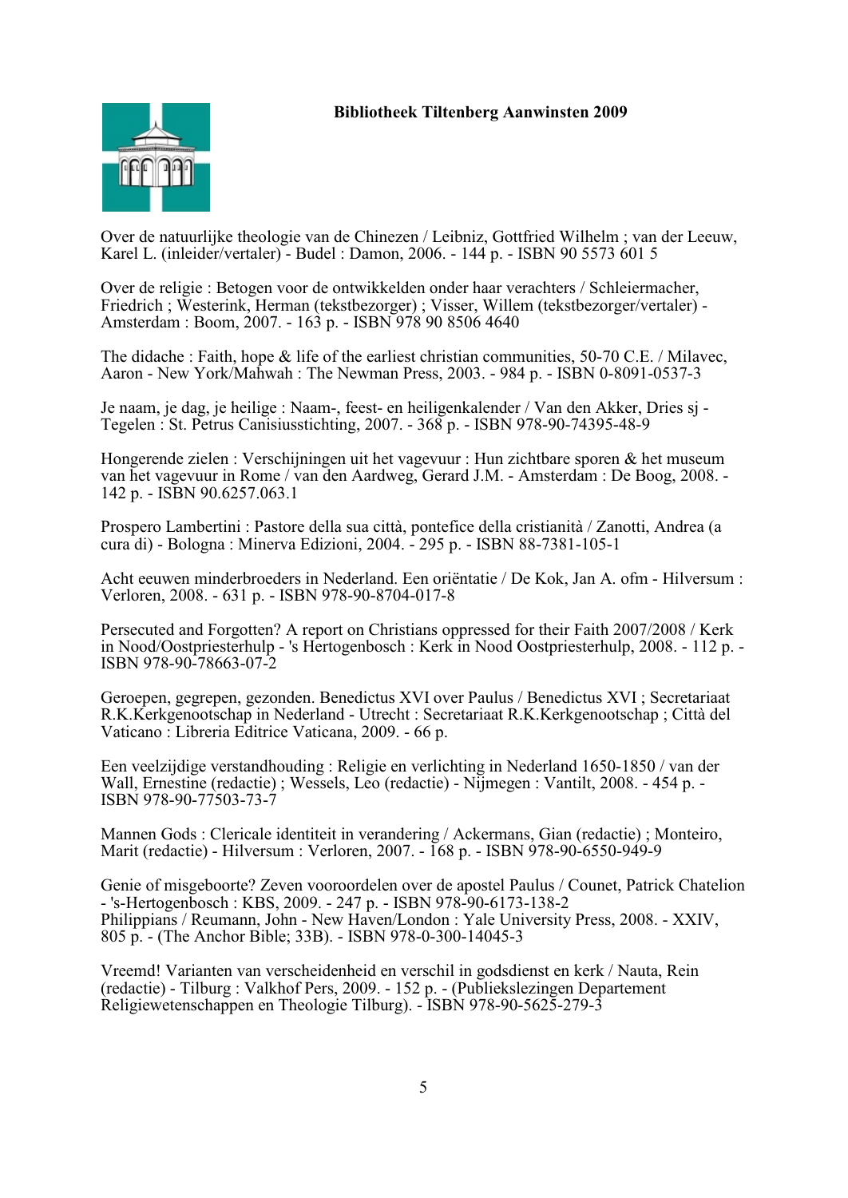**Bibliotheek Tiltenberg Aanwinsten 2009**

Over de natuurlijke theologie van de Chinezen / Leibniz, Gottfried Wilhelm ; van der Leeuw, Karel L. (inleider/vertaler) - Budel : Damon, 2006. - 144 p. - ISBN 90 5573 601 5

Over de religie : Betogen voor de ontwikkelden onder haar verachters / Schleiermacher, Friedrich ; Westerink, Herman (tekstbezorger) ; Visser, Willem (tekstbezorger/vertaler) - Amsterdam : Boom, 2007. - 163 p. - ISBN 978 90 8506 4640

The didache : Faith, hope & life of the earliest christian communities, 50-70 C.E. / Milavec, Aaron - New York/Mahwah : The Newman Press, 2003. - 984 p. - ISBN 0-8091-0537-3

Je naam, je dag, je heilige : Naam-, feest- en heiligenkalender / Van den Akker, Dries sj - Tegelen : St. Petrus Canisiusstichting, 2007. - 368 p. - ISBN 978-90-74395-48-9

Hongerende zielen : Verschijningen uit het vagevuur : Hun zichtbare sporen & het museum van het vagevuur in Rome / van den Aardweg, Gerard J.M. - Amsterdam : De Boog, 2008. - 142 p. - ISBN 90.6257.063.1

Prospero Lambertini : Pastore della sua città, pontefice della cristianità / Zanotti, Andrea (a cura di) - Bologna : Minerva Edizioni, 2004. - 295 p. - ISBN 88-7381-105-1

Acht eeuwen minderbroeders in Nederland. Een oriëntatie / De Kok, Jan A. ofm - Hilversum : Verloren, 2008. - 631 p. - ISBN 978-90-8704-017-8

Persecuted and Forgotten? A report on Christians oppressed for their Faith 2007/2008 / Kerk in Nood/Oostpriesterhulp - 's Hertogenbosch : Kerk in Nood Oostpriesterhulp, 2008. - 112 p. - ISBN 978-90-78663-07-2

Geroepen, gegrepen, gezonden. Benedictus XVI over Paulus / Benedictus XVI ; Secretariaat R.K.Kerkgenootschap in Nederland - Utrecht : Secretariaat R.K.Kerkgenootschap ; Città del Vaticano : Libreria Editrice Vaticana, 2009. - 66 p.

Een veelzijdige verstandhouding : Religie en verlichting in Nederland 1650-1850 / van der Wall, Ernestine (redactie) ; Wessels, Leo (redactie) - Nijmegen : Vantilt, 2008. - 454 p. - ISBN 978-90-77503-73-7

Mannen Gods : Clericale identiteit in verandering / Ackermans, Gian (redactie) ; Monteiro, Marit (redactie) - Hilversum : Verloren, 2007. - 168 p. - ISBN 978-90-6550-949-9

Genie of misgeboorte? Zeven vooroordelen over de apostel Paulus / Counet, Patrick Chatelion - 's-Hertogenbosch : KBS, 2009. - 247 p. - ISBN 978-90-6173-138-2
Philippians / Reumann, John - New Haven/London : Yale University Press, 2008. - XXIV, 805 p. - (The Anchor Bible; 33B). - ISBN 978-0-300-14045-3

Vreemd! Varianten van verscheidenheid en verschil in godsdienst en kerk / Nauta, Rein (redactie) - Tilburg : Valkhof Pers, 2009. - 152 p. - (Publiekslezingen Departement Religiewetenschappen en Theologie Tilburg). - ISBN 978-90-5625-279-3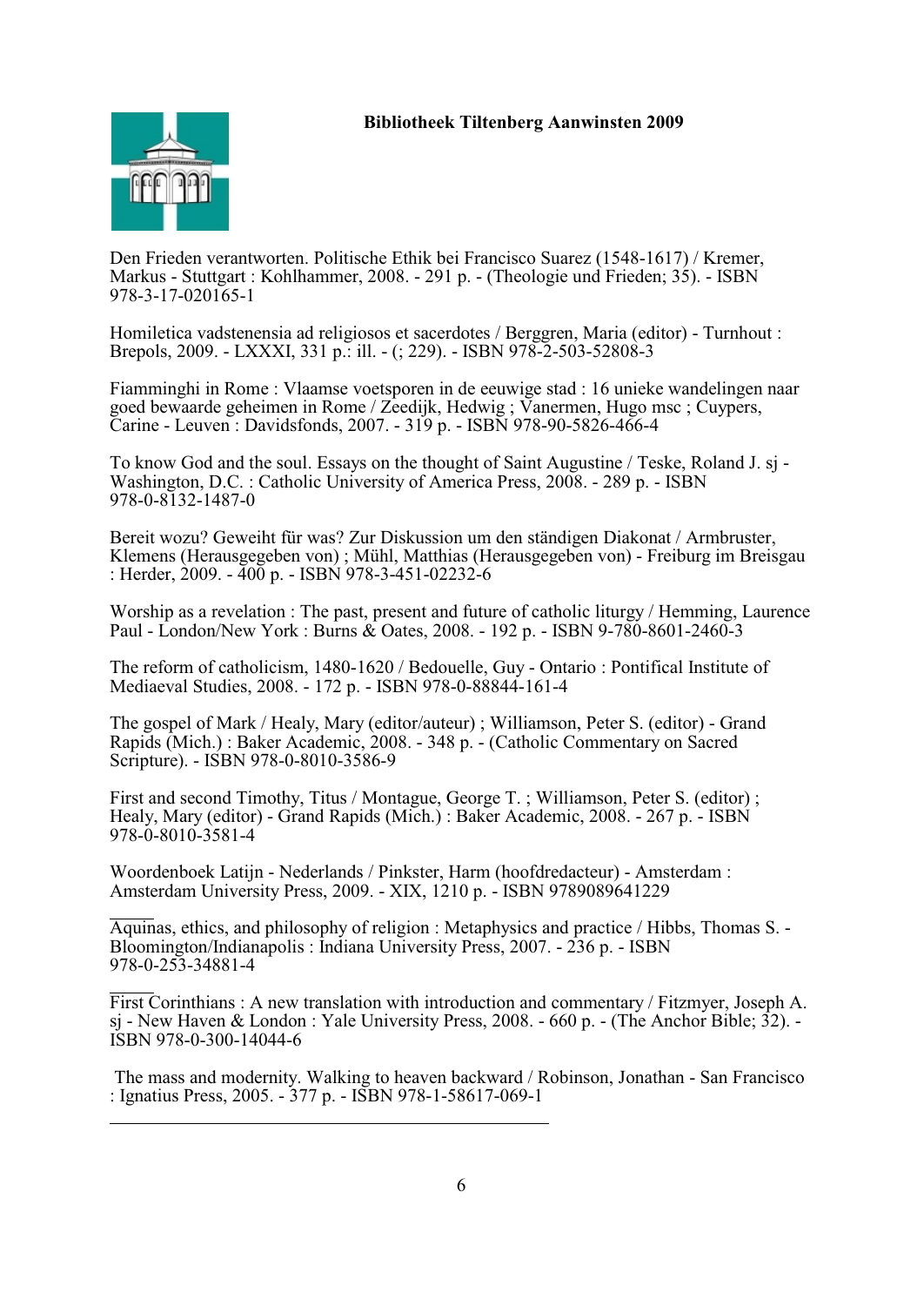**Bibliotheek Tiltenberg Aanwinsten 2009**

Den Frieden verantworten. Politische Ethik bei Francisco Suarez (1548-1617) / Kremer, Markus - Stuttgart : Kohlhammer, 2008. - 291 p. - (Theologie und Frieden; 35). - ISBN 978-3-17-020165-1

Homiletica vadstenensia ad religiosos et sacerdotes / Berggren, Maria (editor) - Turnhout : Brepols, 2009. - LXXXI, 331 p.: ill. - (; 229). - ISBN 978-2-503-52808-3

Fiamminghi in Rome : Vlaamse voetsporen in de eeuwige stad : 16 unieke wandelingen naar goed bewaarde geheimen in Rome / Zeedijk, Hedwig ; Vanermen, Hugo msc ; Cuypers, Carine - Leuven : Davidsfonds, 2007. - 319 p. - ISBN 978-90-5826-466-4

To know God and the soul. Essays on the thought of Saint Augustine / Teske, Roland J. sj - Washington, D.C. : Catholic University of America Press, 2008. - 289 p. - ISBN 978-0-8132-1487-0

Bereit wozu? Geweiht für was? Zur Diskussion um den ständigen Diakonat / Armbruster, Klemens (Herausgegeben von) ; Mühl, Matthias (Herausgegeben von) - Freiburg im Breisgau : Herder, 2009. - 400 p. - ISBN 978-3-451-02232-6

Worship as a revelation : The past, present and future of catholic liturgy / Hemming, Laurence Paul - London/New York : Burns & Oates, 2008. - 192 p. - ISBN 9-780-8601-2460-3

The reform of catholicism, 1480-1620 / Bedouelle, Guy - Ontario : Pontifical Institute of Mediaeval Studies, 2008. - 172 p. - ISBN 978-0-88844-161-4

The gospel of Mark / Healy, Mary (editor/auteur) ; Williamson, Peter S. (editor) - Grand Rapids (Mich.) : Baker Academic, 2008. - 348 p. - (Catholic Commentary on Sacred Scripture). - ISBN 978-0-8010-3586-9

First and second Timothy, Titus / Montague, George T. ; Williamson, Peter S. (editor) ; Healy, Mary (editor) - Grand Rapids (Mich.) : Baker Academic, 2008. - 267 p. - ISBN 978-0-8010-3581-4

Woordenboek Latijn - Nederlands / Pinkster, Harm (hoofdredacteur) - Amsterdam : Amsterdam University Press, 2009. - XIX, 1210 p. - ISBN 9789089641229

Aquinas, ethics, and philosophy of religion : Metaphysics and practice / Hibbs, Thomas S. - Bloomington/Indianapolis : Indiana University Press, 2007. - 236 p. - ISBN 978-0-253-34881-4

First Corinthians : A new translation with introduction and commentary / Fitzmyer, Joseph A. sj - New Haven & London : Yale University Press, 2008. - 660 p. - (The Anchor Bible; 32). - ISBN 978-0-300-14044-6

The mass and modernity. Walking to heaven backward / Robinson, Jonathan - San Francisco : Ignatius Press, 2005. - 377 p. - ISBN 978-1-58617-069-1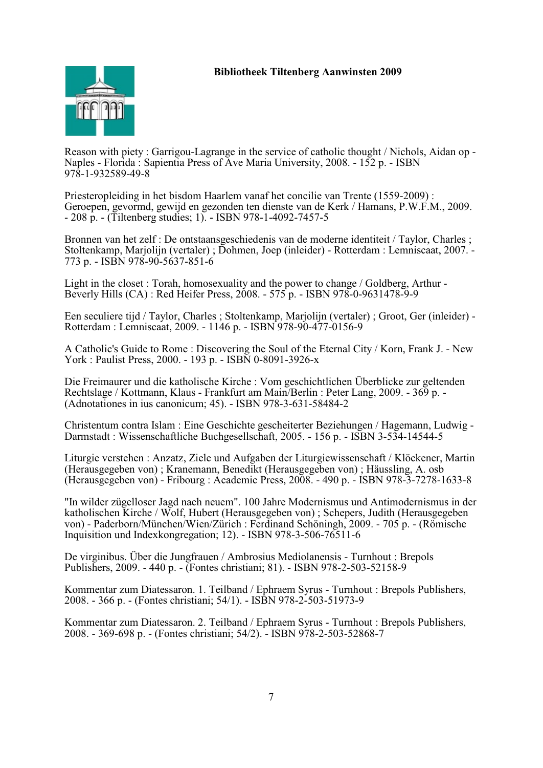**Bibliotheek Tiltenberg Aanwinsten 2009**

Reason with piety : Garrigou-Lagrange in the service of catholic thought / Nichols, Aidan op - Naples - Florida : Sapientia Press of Ave Maria University, 2008. - 152 p. - ISBN 978-1-932589-49-8

Priesteropleiding in het bisdom Haarlem vanaf het concilie van Trente (1559-2009) : Geroepen, gevormd, gewijd en gezonden ten dienste van de Kerk / Hamans, P.W.F.M., 2009. - 208 p. - (Tiltenberg studies; 1). - ISBN 978-1-4092-7457-5

Bronnen van het zelf : De ontstaansgeschiedenis van de moderne identiteit / Taylor, Charles ; Stoltenkamp, Marjolijn (vertaler) ; Dohmen, Joep (inleider) - Rotterdam : Lemniscaat, 2007. - 773 p. - ISBN 978-90-5637-851-6

Light in the closet : Torah, homosexuality and the power to change / Goldberg, Arthur - Beverly Hills (CA) : Red Heifer Press, 2008. - 575 p. - ISBN 978-0-9631478-9-9

Een seculiere tijd / Taylor, Charles ; Stoltenkamp, Marjolijn (vertaler) ; Groot, Ger (inleider) - Rotterdam : Lemniscaat, 2009. - 1146 p. - ISBN 978-90-477-0156-9

A Catholic's Guide to Rome : Discovering the Soul of the Eternal City / Korn, Frank J. - New York : Paulist Press, 2000. - 193 p. - ISBN 0-8091-3926-x

Die Freimaurer und die katholische Kirche : Vom geschichtlichen Überblicke zur geltenden Rechtslage / Kottmann, Klaus - Frankfurt am Main/Berlin : Peter Lang, 2009. - 369 p. - (Adnotationes in ius canonicum; 45). - ISBN 978-3-631-58484-2

Christentum contra Islam : Eine Geschichte gescheiterter Beziehungen / Hagemann, Ludwig - Darmstadt : Wissenschaftliche Buchgesellschaft, 2005. - 156 p. - ISBN 3-534-14544-5

Liturgie verstehen : Anzatz, Ziele und Aufgaben der Liturgiewissenschaft / Klöckener, Martin (Herausgegeben von) ; Kranemann, Benedikt (Herausgegeben von) ; Häussling, A. osb (Herausgegeben von) - Fribourg : Academic Press, 2008. - 490 p. - ISBN 978-3-7278-1633-8

"In wilder zügelloser Jagd nach neuem". 100 Jahre Modernismus und Antimodernismus in der katholischen Kirche / Wolf, Hubert (Herausgegeben von) ; Schepers, Judith (Herausgegeben von) - Paderborn/München/Wien/Zürich : Ferdinand Schöningh, 2009. - 705 p. - (Römische Inquisition und Indexkongregation; 12). - ISBN 978-3-506-76511-6

De virginibus. Über die Jungfrauen / Ambrosius Mediolanensis - Turnhout : Brepols Publishers, 2009. - 440 p. - (Fontes christiani; 81). - ISBN 978-2-503-52158-9

Kommentar zum Diatessaron. 1. Teilband / Ephraem Syrus - Turnhout : Brepols Publishers, 2008. - 366 p. - (Fontes christiani; 54/1). - ISBN 978-2-503-51973-9

Kommentar zum Diatessaron. 2. Teilband / Ephraem Syrus - Turnhout : Brepols Publishers, 2008. - 369-698 p. - (Fontes christiani; 54/2). - ISBN 978-2-503-52868-7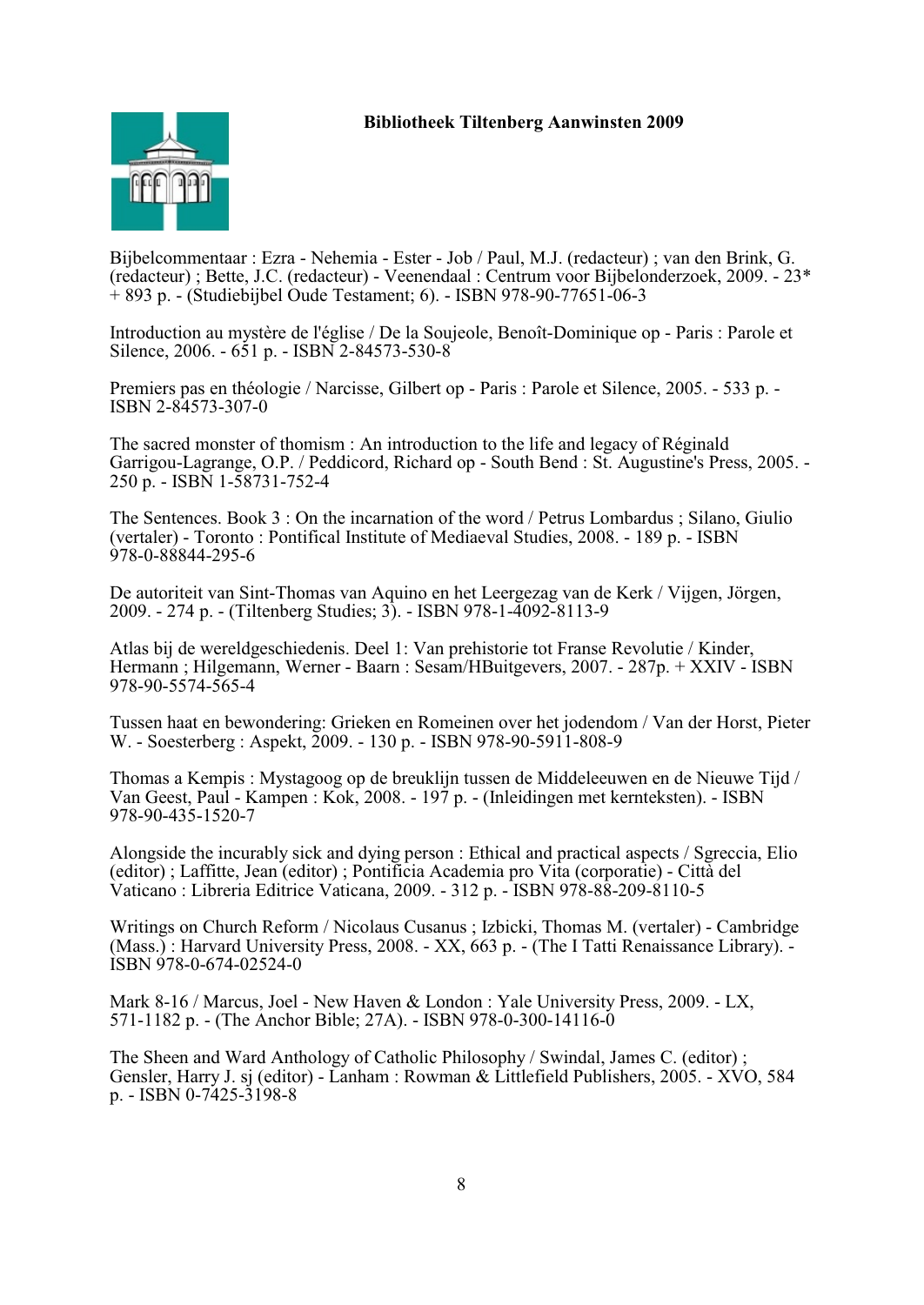**Bibliotheek Tiltenberg Aanwinsten 2009**

Bijbelcommentaar : Ezra - Nehemia - Ester - Job / Paul, M.J. (redacteur) ; van den Brink, G. (redacteur) ; Bette, J.C. (redacteur) - Veenendaal : Centrum voor Bijbelonderzoek, 2009. - 23* + 893 p. - (Studiebijbel Oude Testament; 6). - ISBN 978-90-77651-06-3

Introduction au mystère de l'église / De la Soujeole, Benoît-Dominique op - Paris : Parole et Silence, 2006. - 651 p. - ISBN 2-84573-530-8

Premiers pas en théologie / Narcisse, Gilbert op - Paris : Parole et Silence, 2005. - 533 p. - ISBN 2-84573-307-0

The sacred monster of thomism : An introduction to the life and legacy of Réginald Garrigou-Lagrange, O.P. / Peddicord, Richard op - South Bend : St. Augustine's Press, 2005. - 250 p. - ISBN 1-58731-752-4

The Sentences. Book 3 : On the incarnation of the word / Petrus Lombardus ; Silano, Giulio (vertaler) - Toronto : Pontifical Institute of Mediaeval Studies, 2008. - 189 p. - ISBN 978-0-88844-295-6

De autoriteit van Sint-Thomas van Aquino en het Leergezag van de Kerk / Vijgen, Jörgen, 2009. - 274 p. - (Tiltenberg Studies; 3). - ISBN 978-1-4092-8113-9

Atlas bij de wereldgeschiedenis. Deel 1: Van prehistorie tot Franse Revolutie / Kinder, Hermann ; Hilgemann, Werner - Baarn : Sesam/HBuitgevers, 2007. - 287p. + XXIV - ISBN 978-90-5574-565-4

Tussen haat en bewondering: Grieken en Romeinen over het jodendom / Van der Horst, Pieter W. - Soesterberg : Aspekt, 2009. - 130 p. - ISBN 978-90-5911-808-9

Thomas a Kempis : Mystagoog op de breuklijn tussen de Middeleeuwen en de Nieuwe Tijd / Van Geest, Paul - Kampen : Kok, 2008. - 197 p. - (Inleidingen met kernteksten). - ISBN 978-90-435-1520-7

Alongside the incurably sick and dying person : Ethical and practical aspects / Sgreccia, Elio (editor) ; Laffitte, Jean (editor) ; Pontificia Academia pro Vita (corporatie) - Città del Vaticano : Libreria Editrice Vaticana, 2009. - 312 p. - ISBN 978-88-209-8110-5

Writings on Church Reform / Nicolaus Cusanus ; Izbicki, Thomas M. (vertaler) - Cambridge (Mass.) : Harvard University Press, 2008. - XX, 663 p. - (The I Tatti Renaissance Library). - ISBN 978-0-674-02524-0

Mark 8-16 / Marcus, Joel - New Haven & London : Yale University Press, 2009. - LX, 571-1182 p. - (The Anchor Bible; 27A). - ISBN 978-0-300-14116-0

The Sheen and Ward Anthology of Catholic Philosophy / Swindal, James C. (editor) ; Gensler, Harry J. sj (editor) - Lanham : Rowman & Littlefield Publishers, 2005. - XVO, 584 p. - ISBN 0-7425-3198-8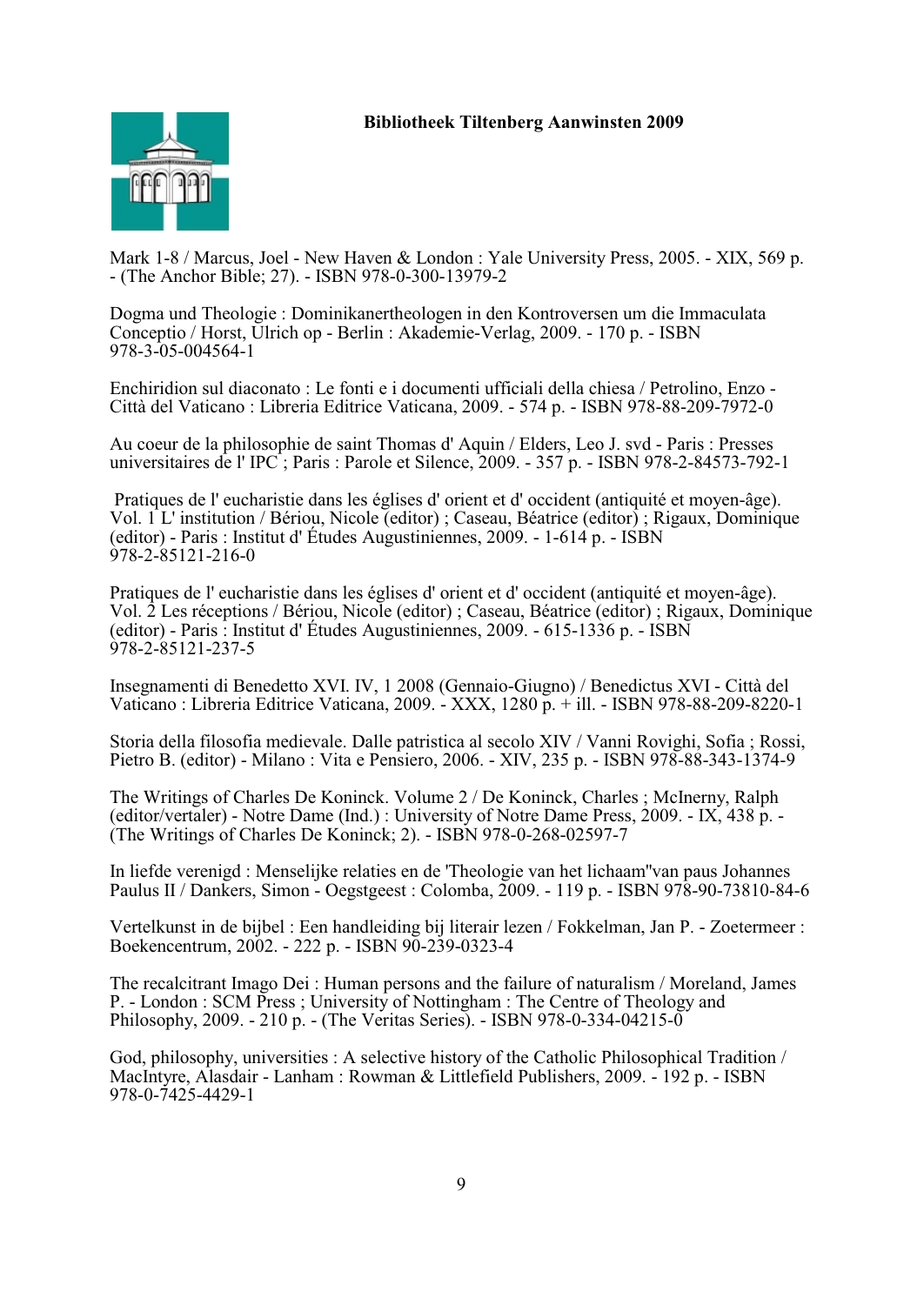**Bibliotheek Tiltenberg Aanwinsten 2009**

Mark 1-8 / Marcus, Joel - New Haven & London : Yale University Press, 2005. - XIX, 569 p. - (The Anchor Bible; 27). - ISBN 978-0-300-13979-2

Dogma und Theologie : Dominikanertheologen in den Kontroversen um die Immaculata Conceptio / Horst, Ulrich op - Berlin : Akademie-Verlag, 2009. - 170 p. - ISBN 978-3-05-004564-1

Enchiridion sul diaconato : Le fonti e i documenti ufficiali della chiesa / Petrolino, Enzo - Città del Vaticano : Libreria Editrice Vaticana, 2009. - 574 p. - ISBN 978-88-209-7972-0

Au coeur de la philosophie de saint Thomas d' Aquin / Elders, Leo J. svd - Paris : Presses universitaires de l' IPC ; Paris : Parole et Silence, 2009. - 357 p. - ISBN 978-2-84573-792-1

Pratiques de l' eucharistie dans les églises d' orient et d' occident (antiquité et moyen-âge). Vol. 1 L' institution / Bériou, Nicole (editor) ; Caseau, Béatrice (editor) ; Rigaux, Dominique (editor) - Paris : Institut d' Études Augustiniennes, 2009. - 1-614 p. - ISBN 978-2-85121-216-0

Pratiques de l' eucharistie dans les églises d' orient et d' occident (antiquité et moyen-âge). Vol. 2 Les réceptions / Bériou, Nicole (editor) ; Caseau, Béatrice (editor) ; Rigaux, Dominique (editor) - Paris : Institut d' Études Augustiniennes, 2009. - 615-1336 p. - ISBN 978-2-85121-237-5

Insegnamenti di Benedetto XVI. IV, 1 2008 (Gennaio-Giugno) / Benedictus XVI - Città del Vaticano : Libreria Editrice Vaticana, 2009. - XXX, 1280 p. + ill. - ISBN 978-88-209-8220-1

Storia della filosofia medievale. Dalle patristica al secolo XIV / Vanni Rovighi, Sofia ; Rossi, Pietro B. (editor) - Milano : Vita e Pensiero, 2006. - XIV, 235 p. - ISBN 978-88-343-1374-9

The Writings of Charles De Koninck. Volume 2 / De Koninck, Charles ; McInerny, Ralph (editor/vertaler) - Notre Dame (Ind.) : University of Notre Dame Press, 2009. - IX, 438 p. - (The Writings of Charles De Koninck; 2). - ISBN 978-0-268-02597-7

In liefde verenigd : Menselijke relaties en de 'Theologie van het lichaam''van paus Johannes Paulus II / Dankers, Simon - Oegstgeest : Colomba, 2009. - 119 p. - ISBN 978-90-73810-84-6

Vertelkunst in de bijbel : Een handleiding bij literair lezen / Fokkelman, Jan P. - Zoetermeer : Boekencentrum, 2002. - 222 p. - ISBN 90-239-0323-4

The recalcitrant Imago Dei : Human persons and the failure of naturalism / Moreland, James P. - London : SCM Press ; University of Nottingham : The Centre of Theology and Philosophy, 2009. - 210 p. - (The Veritas Series). - ISBN 978-0-334-04215-0

God, philosophy, universities : A selective history of the Catholic Philosophical Tradition / MacIntyre, Alasdair - Lanham : Rowman & Littlefield Publishers, 2009. - 192 p. - ISBN 978-0-7425-4429-1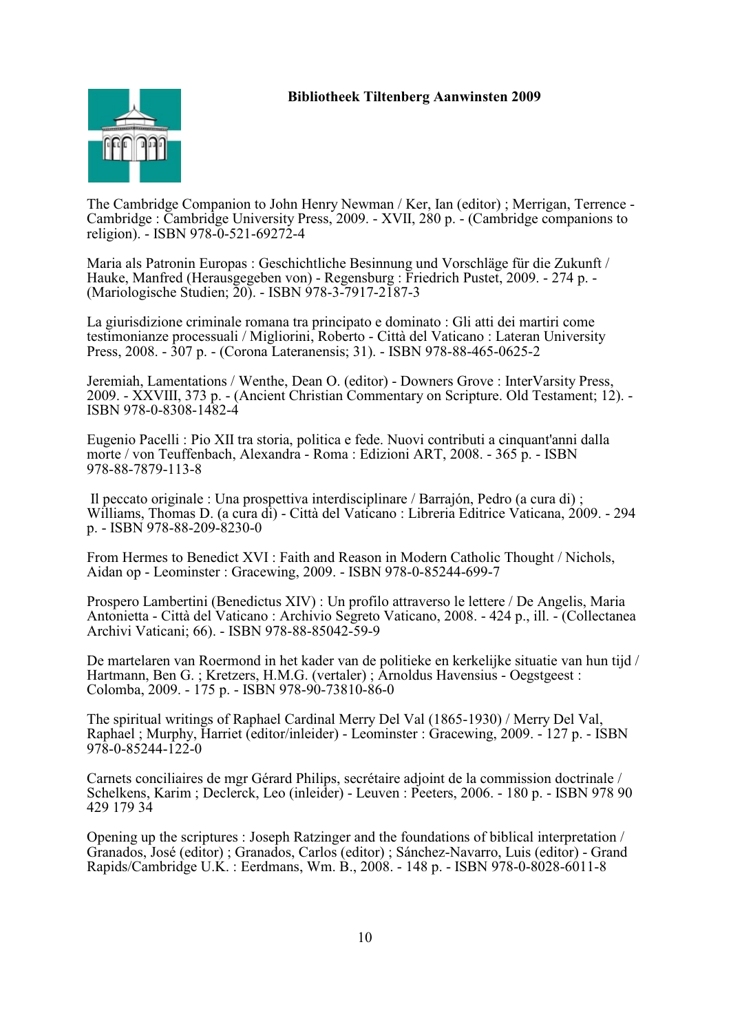**Bibliotheek Tiltenberg Aanwinsten 2009**

The Cambridge Companion to John Henry Newman / Ker, Ian (editor) ; Merrigan, Terrence - Cambridge : Cambridge University Press, 2009. - XVII, 280 p. - (Cambridge companions to religion). - ISBN 978-0-521-69272-4

Maria als Patronin Europas : Geschichtliche Besinnung und Vorschläge für die Zukunft / Hauke, Manfred (Herausgegeben von) - Regensburg : Friedrich Pustet, 2009. - 274 p. - (Mariologische Studien; 20). - ISBN 978-3-7917-2187-3

La giurisdizione criminale romana tra principato e dominato : Gli atti dei martiri come testimonianze processuali / Migliorini, Roberto - Città del Vaticano : Lateran University Press, 2008. - 307 p. - (Corona Lateranensis; 31). - ISBN 978-88-465-0625-2

Jeremiah, Lamentations / Wenthe, Dean O. (editor) - Downers Grove : InterVarsity Press, 2009. - XXVIII, 373 p. - (Ancient Christian Commentary on Scripture. Old Testament; 12). - ISBN 978-0-8308-1482-4

Eugenio Pacelli : Pio XII tra storia, politica e fede. Nuovi contributi a cinquant'anni dalla morte / von Teuffenbach, Alexandra - Roma : Edizioni ART, 2008. - 365 p. - ISBN 978-88-7879-113-8

Il peccato originale : Una prospettiva interdisciplinare / Barrajón, Pedro (a cura di) ; Williams, Thomas D. (a cura di) - Città del Vaticano : Libreria Editrice Vaticana, 2009. - 294 p. - ISBN 978-88-209-8230-0

From Hermes to Benedict XVI : Faith and Reason in Modern Catholic Thought / Nichols, Aidan op - Leominster : Gracewing, 2009. - ISBN 978-0-85244-699-7

Prospero Lambertini (Benedictus XIV) : Un profilo attraverso le lettere / De Angelis, Maria Antonietta - Città del Vaticano : Archivio Segreto Vaticano, 2008. - 424 p., ill. - (Collectanea Archivi Vaticani; 66). - ISBN 978-88-85042-59-9

De martelaren van Roermond in het kader van de politieke en kerkelijke situatie van hun tijd / Hartmann, Ben G. ; Kretzers, H.M.G. (vertaler) ; Arnoldus Havensius - Oegstgeest : Colomba, 2009. - 175 p. - ISBN 978-90-73810-86-0

The spiritual writings of Raphael Cardinal Merry Del Val (1865-1930) / Merry Del Val, Raphael ; Murphy, Harriet (editor/inleider) - Leominster : Gracewing, 2009. - 127 p. - ISBN 978-0-85244-122-0

Carnets conciliaires de mgr Gérard Philips, secrétaire adjoint de la commission doctrinale / Schelkens, Karim ; Declerck, Leo (inleider) - Leuven : Peeters, 2006. - 180 p. - ISBN 978 90 429 179 34

Opening up the scriptures : Joseph Ratzinger and the foundations of biblical interpretation / Granados, José (editor) ; Granados, Carlos (editor) ; Sánchez-Navarro, Luis (editor) - Grand Rapids/Cambridge U.K. : Eerdmans, Wm. B., 2008. - 148 p. - ISBN 978-0-8028-6011-8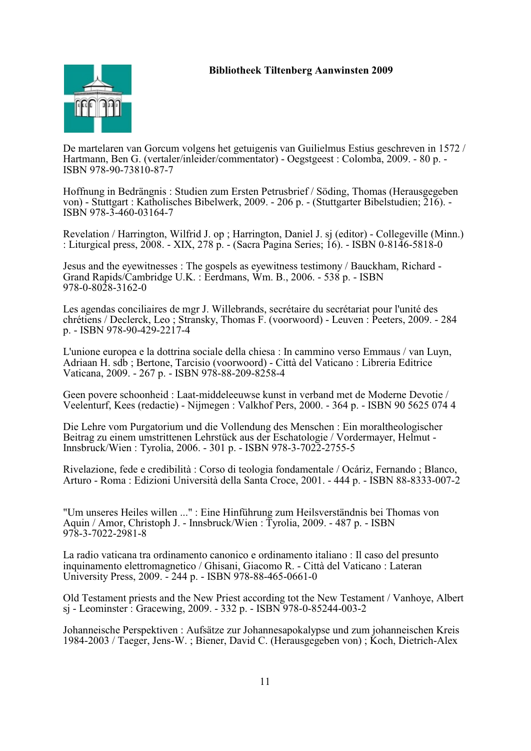**Bibliotheek Tiltenberg Aanwinsten 2009**

De martelaren van Gorcum volgens het getuigenis van Guilielmus Estius geschreven in 1572 / Hartmann, Ben G. (vertaler/inleider/commentator) - Oegstgeest : Colomba, 2009. - 80 p. - ISBN 978-90-73810-87-7

Hoffnung in Bedrängnis : Studien zum Ersten Petrusbrief / Söding, Thomas (Herausgegeben von) - Stuttgart : Katholisches Bibelwerk, 2009. - 206 p. - (Stuttgarter Bibelstudien; 216). - ISBN 978-3-460-03164-7

Revelation / Harrington, Wilfrid J. op ; Harrington, Daniel J. sj (editor) - Collegeville (Minn.) : Liturgical press, 2008. - XIX, 278 p. - (Sacra Pagina Series; 16). - ISBN 0-8146-5818-0

Jesus and the eyewitnesses : The gospels as eyewitness testimony / Bauckham, Richard - Grand Rapids/Cambridge U.K. : Eerdmans, Wm. B., 2006. - 538 p. - ISBN 978-0-8028-3162-0

Les agendas conciliaires de mgr J. Willebrands, secrétaire du secrétariat pour l'unité des chrétiens / Declerck, Leo ; Stransky, Thomas F. (voorwoord) - Leuven : Peeters, 2009. - 284 p. - ISBN 978-90-429-2217-4

L'unione europea e la dottrina sociale della chiesa : In cammino verso Emmaus / van Luyn, Adriaan H. sdb ; Bertone, Tarcisio (voorwoord) - Città del Vaticano : Libreria Editrice Vaticana, 2009. - 267 p. - ISBN 978-88-209-8258-4

Geen povere schoonheid : Laat-middeleeuwse kunst in verband met de Moderne Devotie / Veelenturf, Kees (redactie) - Nijmegen : Valkhof Pers, 2000. - 364 p. - ISBN 90 5625 074 4

Die Lehre vom Purgatorium und die Vollendung des Menschen : Ein moraltheologischer Beitrag zu einem umstrittenen Lehrstück aus der Eschatologie / Vordermayer, Helmut - Innsbruck/Wien : Tyrolia, 2006. - 301 p. - ISBN 978-3-7022-2755-5

Rivelazione, fede e credibilità : Corso di teologia fondamentale / Ocáriz, Fernando ; Blanco, Arturo - Roma : Edizioni Università della Santa Croce, 2001. - 444 p. - ISBN 88-8333-007-2

"Um unseres Heiles willen ..." : Eine Hinführung zum Heilsverständnis bei Thomas von Aquin / Amor, Christoph J. - Innsbruck/Wien : Tyrolia, 2009. - 487 p. - ISBN 978-3-7022-2981-8

La radio vaticana tra ordinamento canonico e ordinamento italiano : Il caso del presunto inquinamento elettromagnetico / Ghisani, Giacomo R. - Città del Vaticano : Lateran University Press, 2009. - 244 p. - ISBN 978-88-465-0661-0

Old Testament priests and the New Priest according tot the New Testament / Vanhoye, Albert sj - Leominster : Gracewing, 2009. - 332 p. - ISBN 978-0-85244-003-2

Johanneische Perspektiven : Aufsätze zur Johannesapokalypse und zum johanneischen Kreis 1984-2003 / Taeger, Jens-W. ; Biener, David C. (Herausgegeben von) ; Koch, Dietrich-Alex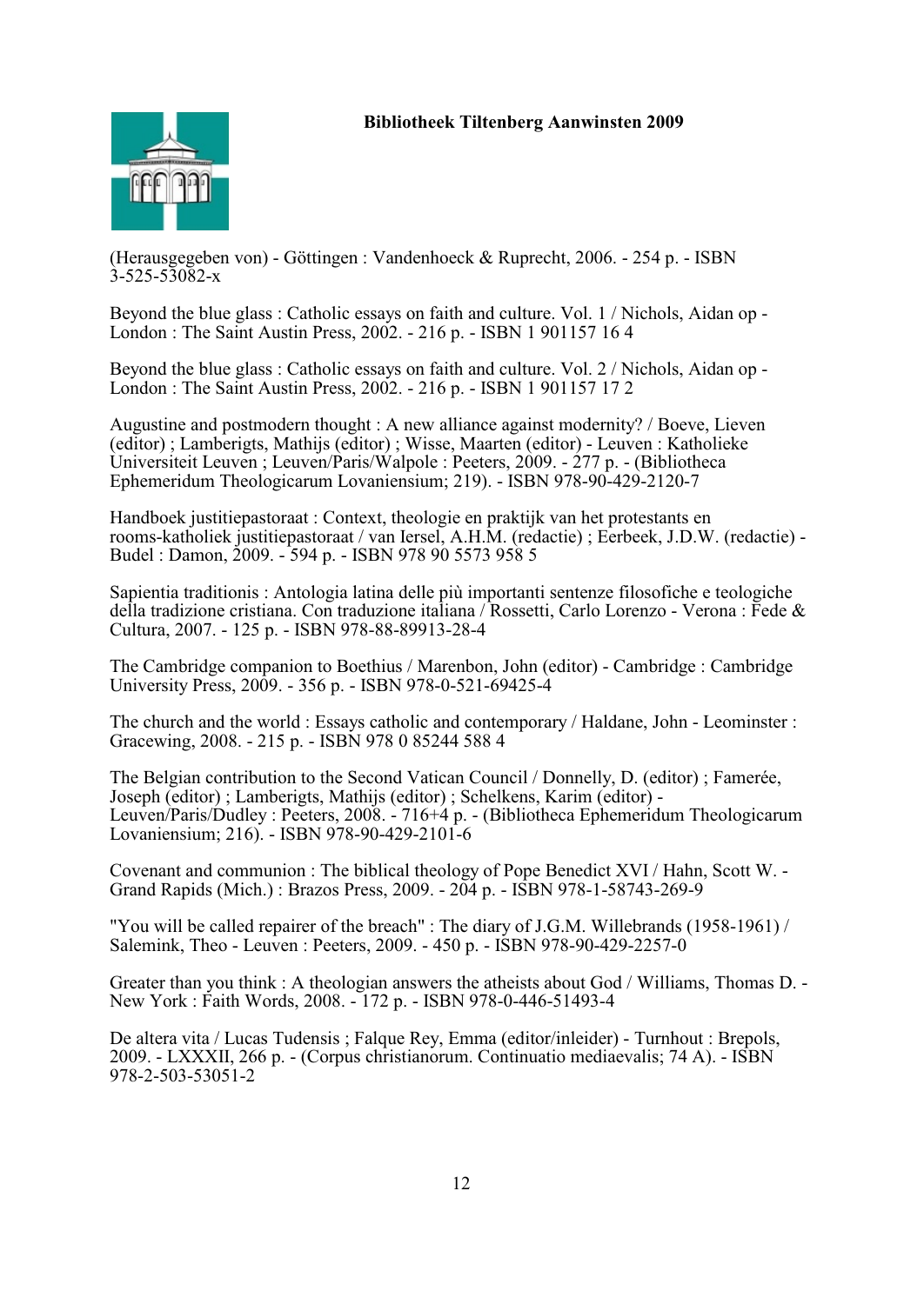**Bibliotheek Tiltenberg Aanwinsten 2009**

(Herausgegeben von) - Göttingen : Vandenhoeck & Ruprecht, 2006. - 254 p. - ISBN 3-525-53082-x

Beyond the blue glass : Catholic essays on faith and culture. Vol. 1 / Nichols, Aidan op - London : The Saint Austin Press, 2002. - 216 p. - ISBN 1 901157 16 4

Beyond the blue glass : Catholic essays on faith and culture. Vol. 2 / Nichols, Aidan op - London : The Saint Austin Press, 2002. - 216 p. - ISBN 1 901157 17 2

Augustine and postmodern thought : A new alliance against modernity? / Boeve, Lieven (editor) ; Lamberigts, Mathijs (editor) ; Wisse, Maarten (editor) - Leuven : Katholieke Universiteit Leuven ; Leuven/Paris/Walpole : Peeters, 2009. - 277 p. - (Bibliotheca Ephemeridum Theologicarum Lovaniensium; 219). - ISBN 978-90-429-2120-7

Handboek justitiepastoraat : Context, theologie en praktijk van het protestants en rooms-katholiek justitiepastoraat / van Iersel, A.H.M. (redactie) ; Eerbeek, J.D.W. (redactie) - Budel : Damon, 2009. - 594 p. - ISBN 978 90 5573 958 5

Sapientia traditionis : Antologia latina delle più importanti sentenze filosofiche e teologiche della tradizione cristiana. Con traduzione italiana / Rossetti, Carlo Lorenzo - Verona : Fede & Cultura, 2007. - 125 p. - ISBN 978-88-89913-28-4

The Cambridge companion to Boethius / Marenbon, John (editor) - Cambridge : Cambridge University Press, 2009. - 356 p. - ISBN 978-0-521-69425-4

The church and the world : Essays catholic and contemporary / Haldane, John - Leominster : Gracewing, 2008. - 215 p. - ISBN 978 0 85244 588 4

The Belgian contribution to the Second Vatican Council / Donnelly, D. (editor) ; Famerée, Joseph (editor) ; Lamberigts, Mathijs (editor) ; Schelkens, Karim (editor) - Leuven/Paris/Dudley : Peeters, 2008. - 716+4 p. - (Bibliotheca Ephemeridum Theologicarum Lovaniensium; 216). - ISBN 978-90-429-2101-6

Covenant and communion : The biblical theology of Pope Benedict XVI / Hahn, Scott W. - Grand Rapids (Mich.) : Brazos Press, 2009. - 204 p. - ISBN 978-1-58743-269-9

"You will be called repairer of the breach" : The diary of J.G.M. Willebrands (1958-1961) / Salemink, Theo - Leuven : Peeters, 2009. - 450 p. - ISBN 978-90-429-2257-0

Greater than you think : A theologian answers the atheists about God / Williams, Thomas D. - New York : Faith Words, 2008. - 172 p. - ISBN 978-0-446-51493-4

De altera vita / Lucas Tudensis ; Falque Rey, Emma (editor/inleider) - Turnhout : Brepols, 2009. - LXXXII, 266 p. - (Corpus christianorum. Continuatio mediaevalis; 74 A). - ISBN 978-2-503-53051-2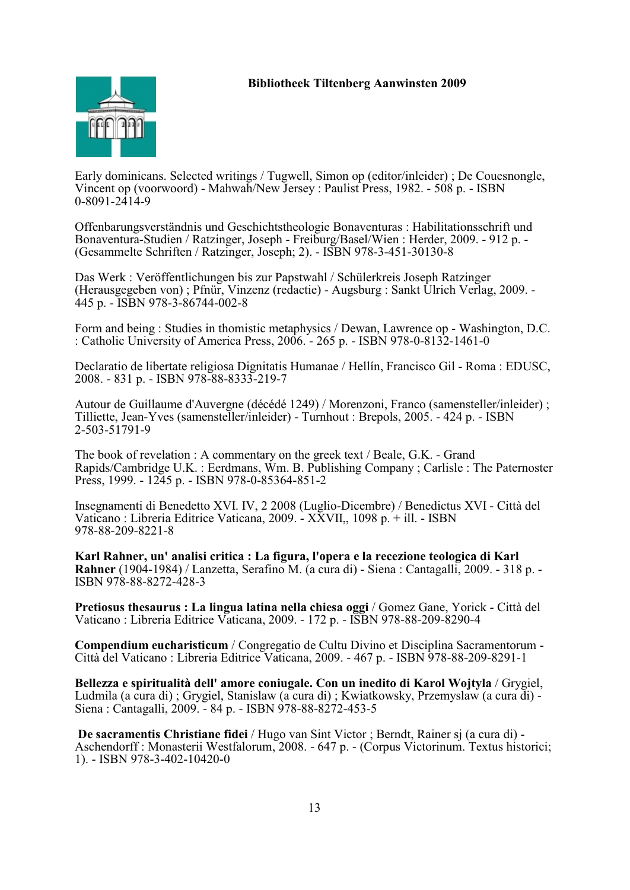**Bibliotheek Tiltenberg Aanwinsten 2009**

Early dominicans. Selected writings / Tugwell, Simon op (editor/inleider) ; De Couesnongle, Vincent op (voorwoord) - Mahwah/New Jersey : Paulist Press, 1982. - 508 p. - ISBN 0-8091-2414-9

Offenbarungsverständnis und Geschichtstheologie Bonaventuras : Habilitationsschrift und Bonaventura-Studien / Ratzinger, Joseph - Freiburg/Basel/Wien : Herder, 2009. - 912 p. - (Gesammelte Schriften / Ratzinger, Joseph; 2). - ISBN 978-3-451-30130-8

Das Werk : Veröffentlichungen bis zur Papstwahl / Schülerkreis Joseph Ratzinger (Herausgegeben von) ; Pfnür, Vinzenz (redactie) - Augsburg : Sankt Ulrich Verlag, 2009. - 445 p. - ISBN 978-3-86744-002-8

Form and being : Studies in thomistic metaphysics / Dewan, Lawrence op - Washington, D.C. : Catholic University of America Press, 2006. - 265 p. - ISBN 978-0-8132-1461-0

Declaratio de libertate religiosa Dignitatis Humanae / Hellín, Francisco Gil - Roma : EDUSC, 2008. - 831 p. - ISBN 978-88-8333-219-7

Autour de Guillaume d'Auvergne (décédé 1249) / Morenzoni, Franco (samensteller/inleider) ; Tilliette, Jean-Yves (samensteller/inleider) - Turnhout : Brepols, 2005. - 424 p. - ISBN 2-503-51791-9

The book of revelation : A commentary on the greek text / Beale, G.K. - Grand Rapids/Cambridge U.K. : Eerdmans, Wm. B. Publishing Company ; Carlisle : The Paternoster Press, 1999. - 1245 p. - ISBN 978-0-85364-851-2

Insegnamenti di Benedetto XVI. IV, 2 2008 (Luglio-Dicembre) / Benedictus XVI - Città del Vaticano : Libreria Editrice Vaticana, 2009. - XXVII,, 1098 p. + ill. - ISBN 978-88-209-8221-8

**Karl Rahner, un' analisi critica : La figura, l'opera e la recezione teologica di Karl Rahner** (1904-1984) / Lanzetta, Serafino M. (a cura di) - Siena : Cantagalli, 2009. - 318 p. - ISBN 978-88-8272-428-3

**Pretiosus thesaurus : La lingua latina nella chiesa oggi** / Gomez Gane, Yorick - Città del Vaticano : Libreria Editrice Vaticana, 2009. - 172 p. - ISBN 978-88-209-8290-4

**Compendium eucharisticum** / Congregatio de Cultu Divino et Disciplina Sacramentorum - Città del Vaticano : Libreria Editrice Vaticana, 2009. - 467 p. - ISBN 978-88-209-8291-1

**Bellezza e spiritualità dell' amore coniugale. Con un inedito di Karol Wojtyla** / Grygiel, Ludmila (a cura di) ; Grygiel, Stanislaw (a cura di) ; Kwiatkowsky, Przemyslaw (a cura di) - Siena : Cantagalli, 2009. - 84 p. - ISBN 978-88-8272-453-5

**De sacramentis Christiane fidei** / Hugo van Sint Victor ; Berndt, Rainer sj (a cura di) - Aschendorff : Monasterii Westfalorum, 2008. - 647 p. - (Corpus Victorinum. Textus historici; 1). - ISBN 978-3-402-10420-0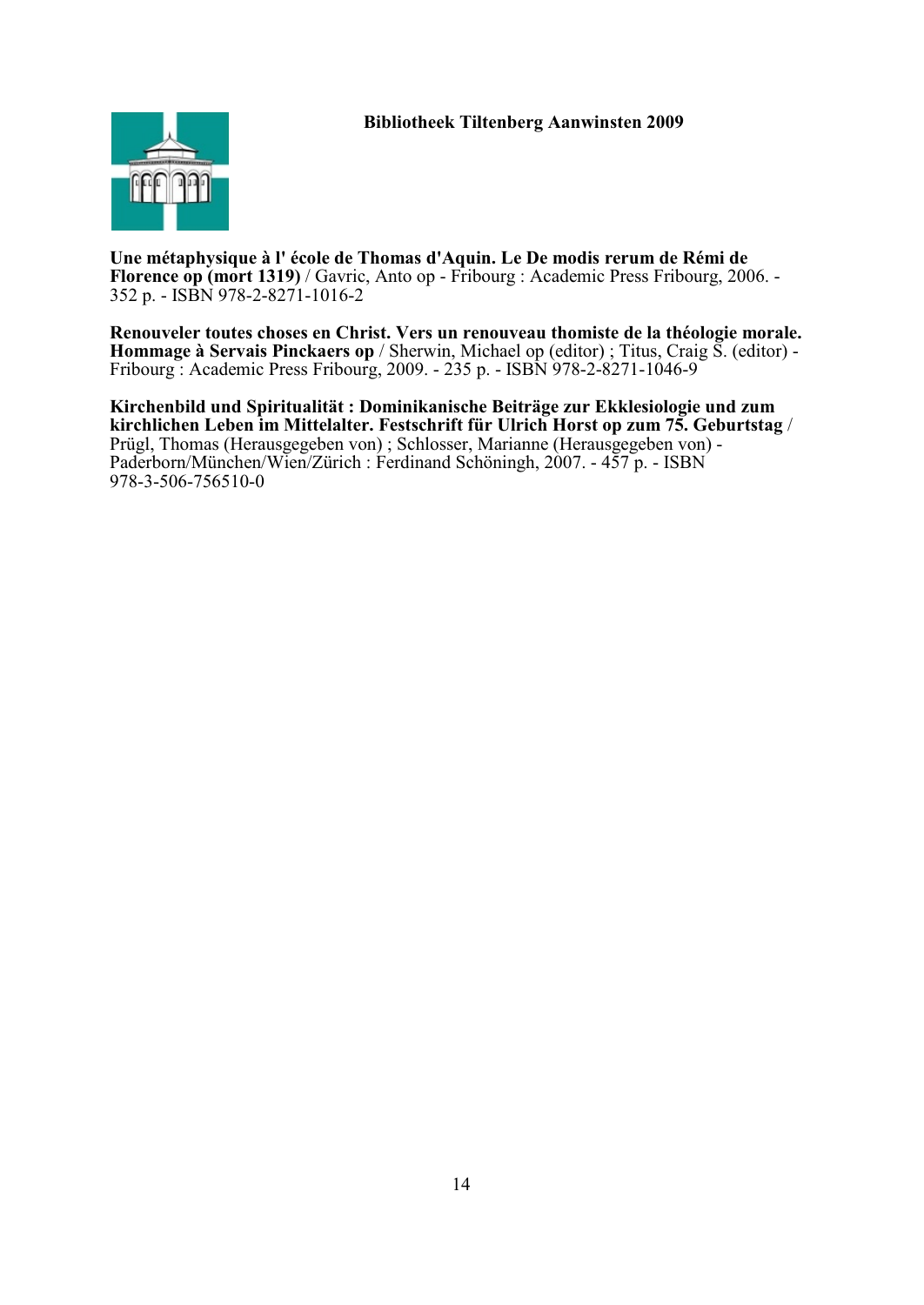**Bibliotheek Tiltenberg Aanwinsten 2009**

**Une métaphysique à l' école de Thomas d'Aquin. Le De modis rerum de Rémi de Florence op (mort 1319)** / Gavric, Anto op - Fribourg : Academic Press Fribourg, 2006. - 352 p. - ISBN 978-2-8271-1016-2

**Renouveler toutes choses en Christ. Vers un renouveau thomiste de la théologie morale. Hommage à Servais Pinckaers op** / Sherwin, Michael op (editor) ; Titus, Craig S. (editor) - Fribourg : Academic Press Fribourg, 2009. - 235 p. - ISBN 978-2-8271-1046-9

**Kirchenbild und Spiritualität : Dominikanische Beiträge zur Ekklesiologie und zum kirchlichen Leben im Mittelalter. Festschrift für Ulrich Horst op zum 75. Geburtstag** / Prügl, Thomas (Herausgegeben von) ; Schlosser, Marianne (Herausgegeben von) - Paderborn/München/Wien/Zürich : Ferdinand Schöningh, 2007. - 457 p. - ISBN 978-3-506-756510-0